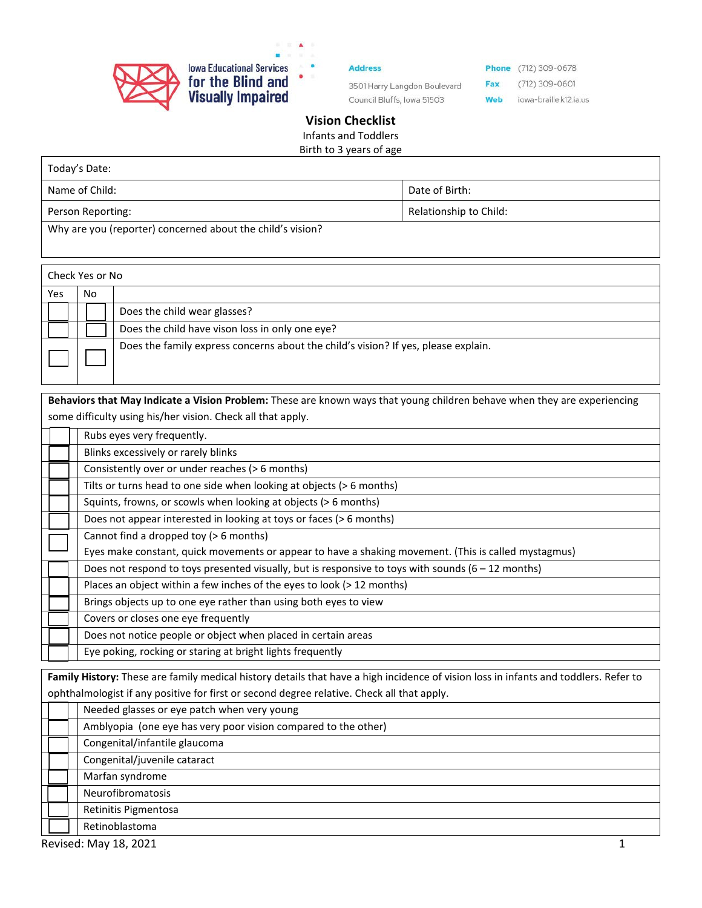Iowa Educational Services for the Blind and Visually Impaired

**Address**
3501 Harry Langdon Boulevard
Council Bluffs, Iowa 51503

**Phone** (712) 309-0678
**Fax** (712) 309-0601
**Web** iowa-braille.k12.ia.us

# Vision Checklist

Infants and Toddlers
Birth to 3 years of age

| Today's Date: | |
|---|---|
| Name of Child: | Date of Birth: |
| Person Reporting: | Relationship to Child: |
| Why are you (reporter) concerned about the child's vision? | |

| Check Yes or No | | |
|---|---|---|
| Yes | No | |
| ☐ | ☐ | Does the child wear glasses? |
| ☐ | ☐ | Does the child have vison loss in only one eye? |
| ☐ | ☐ | Does the family express concerns about the child's vision? If yes, please explain. |

| **Behaviors that May Indicate a Vision Problem:** These are known ways that young children behave when they are experiencing some difficulty using his/her vision. Check all that apply. | |
|---|---|
| ☐ | Rubs eyes very frequently. |
| ☐ | Blinks excessively or rarely blinks |
| ☐ | Consistently over or under reaches (> 6 months) |
| ☐ | Tilts or turns head to one side when looking at objects (> 6 months) |
| ☐ | Squints, frowns, or scowls when looking at objects (> 6 months) |
| ☐ | Does not appear interested in looking at toys or faces (> 6 months) |
| ☐ | Cannot find a dropped toy (> 6 months)<br>Eyes make constant, quick movements or appear to have a shaking movement. (This is called mystagmus) |
| ☐ | Does not respond to toys presented visually, but is responsive to toys with sounds (6 – 12 months) |
| ☐ | Places an object within a few inches of the eyes to look (> 12 months) |
| ☐ | Brings objects up to one eye rather than using both eyes to view |
| ☐ | Covers or closes one eye frequently |
| ☐ | Does not notice people or object when placed in certain areas |
| ☐ | Eye poking, rocking or staring at bright lights frequently |

| **Family History:** These are family medical history details that have a high incidence of vision loss in infants and toddlers. Refer to ophthalmologist if any positive for first or second degree relative. Check all that apply. | |
|---|---|
| ☐ | Needed glasses or eye patch when very young |
| ☐ | Amblyopia (one eye has very poor vision compared to the other) |
| ☐ | Congenital/infantile glaucoma |
| ☐ | Congenital/juvenile cataract |
| ☐ | Marfan syndrome |
| ☐ | Neurofibromatosis |
| ☐ | Retinitis Pigmentosa |
| ☐ | Retinoblastoma |

Revised: May 18, 2021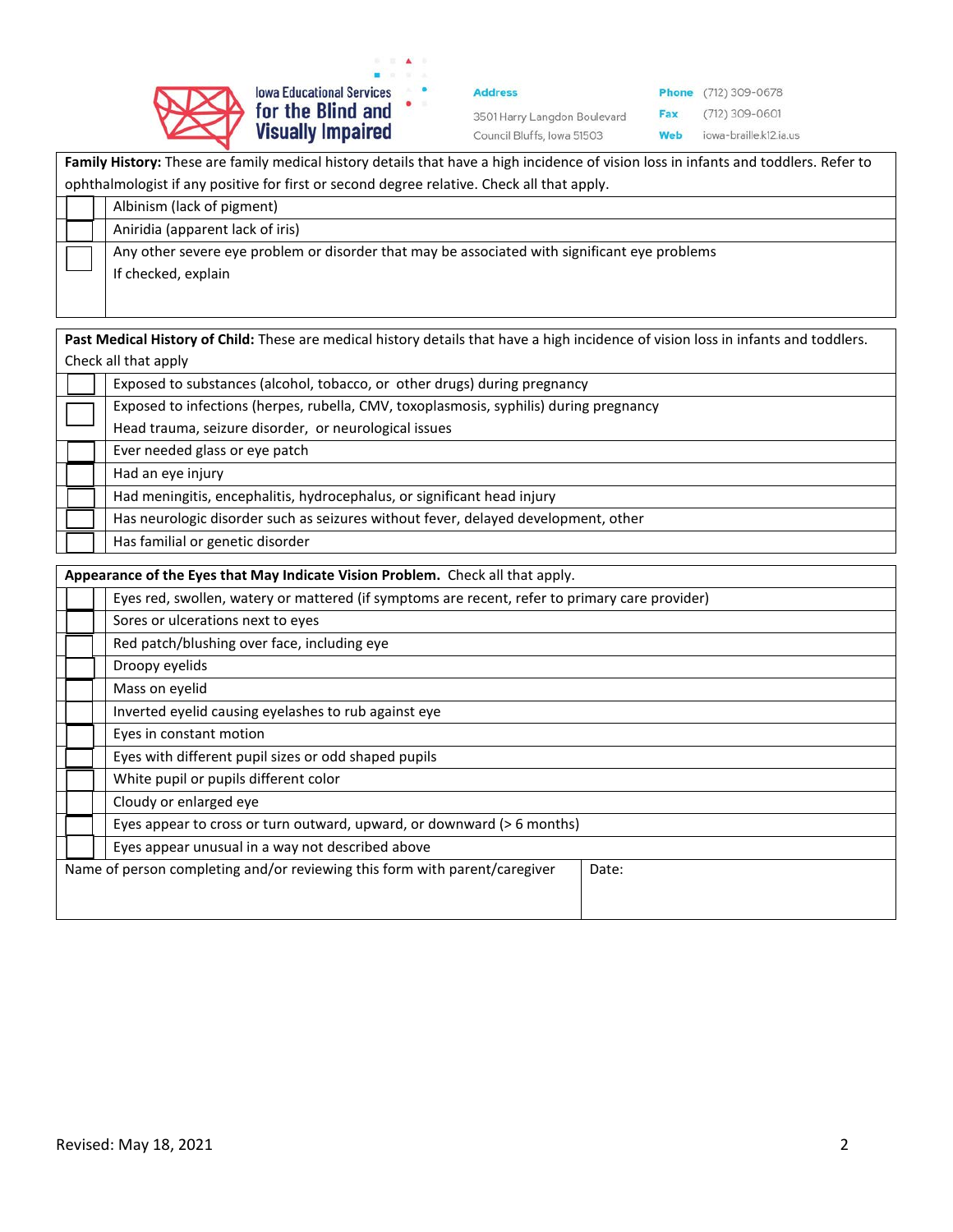Iowa Educational Services for the Blind and Visually Impaired

**Address**
3501 Harry Langdon Boulevard
Council Bluffs, Iowa 51503

**Phone** (712) 309-0678
**Fax** (712) 309-0601
**Web** iowa-braille.k12.ia.us

| | |
|---|---|
| **Family History:** These are family medical history details that have a high incidence of vision loss in infants and toddlers. Refer to ophthalmologist if any positive for first or second degree relative. Check all that apply. | |
| ☐ | Albinism (lack of pigment) |
| ☐ | Aniridia (apparent lack of iris) |
| ☐ | Any other severe eye problem or disorder that may be associated with significant eye problems<br>If checked, explain |

| | |
|---|---|
| **Past Medical History of Child:** These are medical history details that have a high incidence of vision loss in infants and toddlers. Check all that apply | |
| ☐ | Exposed to substances (alcohol, tobacco, or other drugs) during pregnancy |
| ☐ | Exposed to infections (herpes, rubella, CMV, toxoplasmosis, syphilis) during pregnancy<br>Head trauma, seizure disorder, or neurological issues |
| ☐ | Ever needed glass or eye patch |
| ☐ | Had an eye injury |
| ☐ | Had meningitis, encephalitis, hydrocephalus, or significant head injury |
| ☐ | Has neurologic disorder such as seizures without fever, delayed development, other |
| ☐ | Has familial or genetic disorder |

| | |
|---|---|
| **Appearance of the Eyes that May Indicate Vision Problem.** Check all that apply. | |
| ☐ | Eyes red, swollen, watery or mattered (if symptoms are recent, refer to primary care provider) |
| ☐ | Sores or ulcerations next to eyes |
| ☐ | Red patch/blushing over face, including eye |
| ☐ | Droopy eyelids |
| ☐ | Mass on eyelid |
| ☐ | Inverted eyelid causing eyelashes to rub against eye |
| ☐ | Eyes in constant motion |
| ☐ | Eyes with different pupil sizes or odd shaped pupils |
| ☐ | White pupil or pupils different color |
| ☐ | Cloudy or enlarged eye |
| ☐ | Eyes appear to cross or turn outward, upward, or downward (> 6 months) |
| ☐ | Eyes appear unusual in a way not described above |

| | |
|---|---|
| Name of person completing and/or reviewing this form with parent/caregiver | Date: |

Revised: May 18, 2021